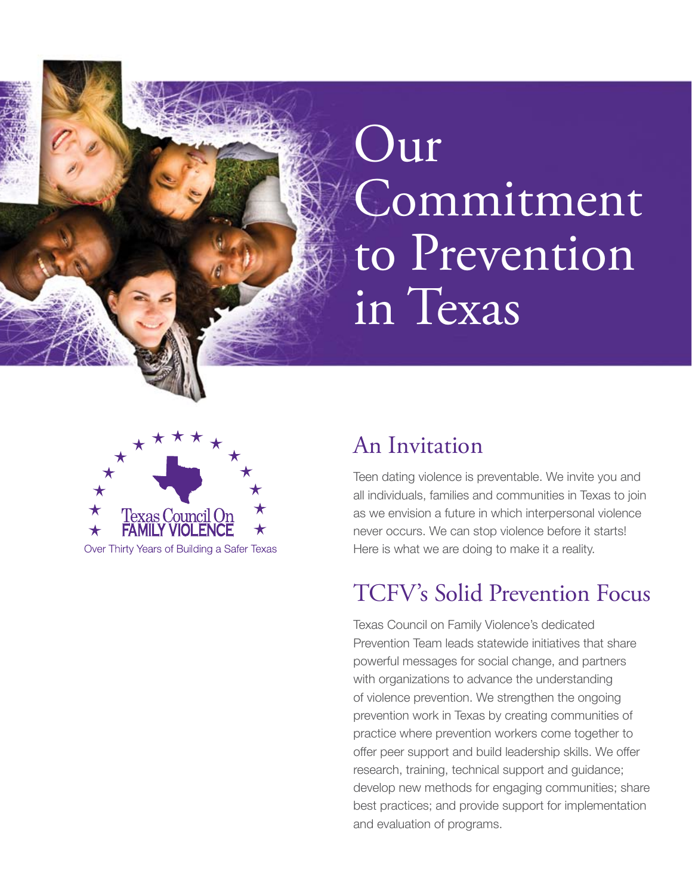# Our Commitment to Prevention in Texas

Texas Council On FAMILY VIOLENCE

Over Thirty Years of Building a Safer Texas

## An Invitation

Teen dating violence is preventable. We invite you and all individuals, families and communities in Texas to join as we envision a future in which interpersonal violence never occurs. We can stop violence before it starts! Here is what we are doing to make it a reality.

## TCFV's Solid Prevention Focus

Texas Council on Family Violence's dedicated Prevention Team leads statewide initiatives that share powerful messages for social change, and partners with organizations to advance the understanding of violence prevention. We strengthen the ongoing prevention work in Texas by creating communities of practice where prevention workers come together to offer peer support and build leadership skills. We offer research, training, technical support and guidance; develop new methods for engaging communities; share best practices; and provide support for implementation and evaluation of programs.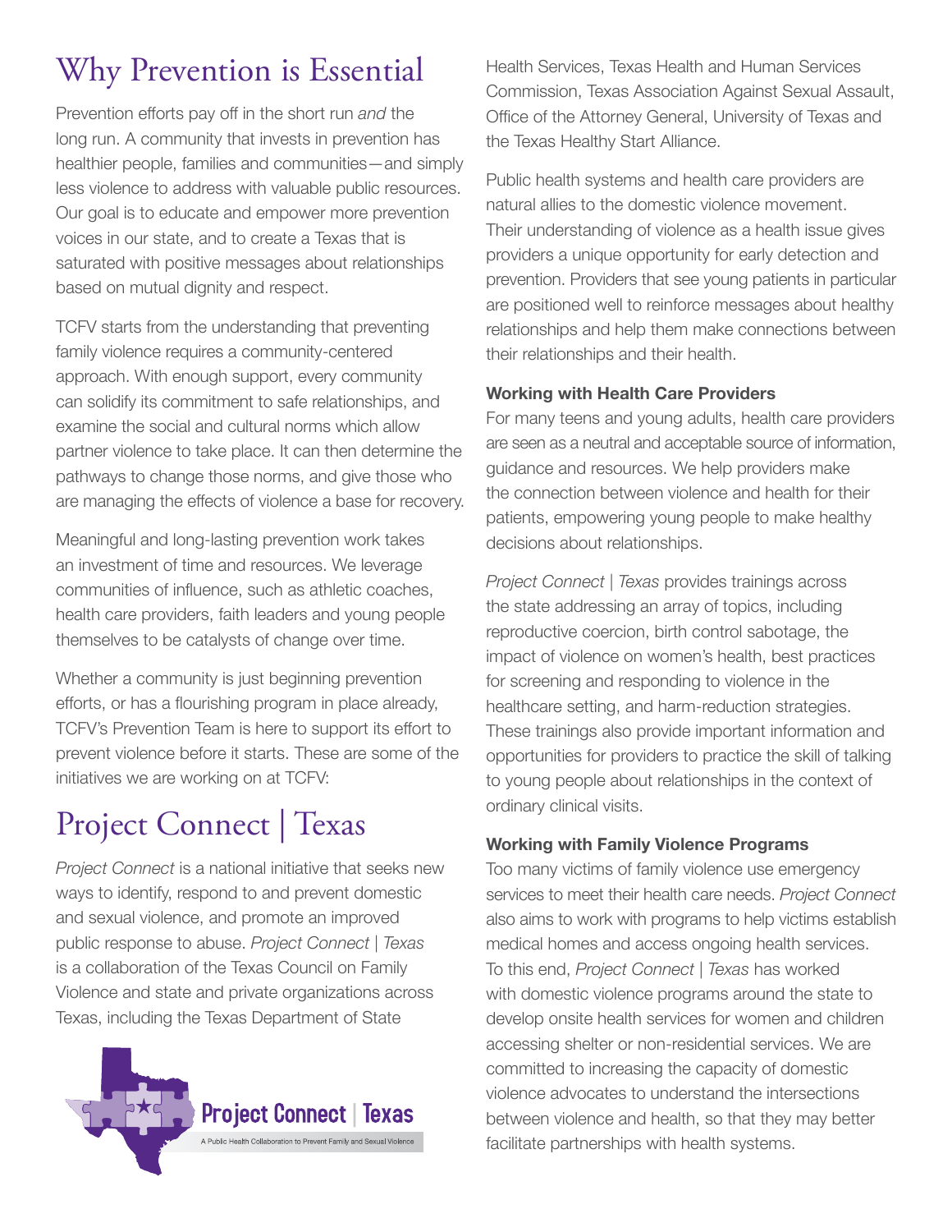# Why Prevention is Essential

Prevention efforts pay off in the short run *and* the long run. A community that invests in prevention has healthier people, families and communities—and simply less violence to address with valuable public resources. Our goal is to educate and empower more prevention voices in our state, and to create a Texas that is saturated with positive messages about relationships based on mutual dignity and respect.

TCFV starts from the understanding that preventing family violence requires a community-centered approach. With enough support, every community can solidify its commitment to safe relationships, and examine the social and cultural norms which allow partner violence to take place. It can then determine the pathways to change those norms, and give those who are managing the effects of violence a base for recovery.

Meaningful and long-lasting prevention work takes an investment of time and resources. We leverage communities of influence, such as athletic coaches, health care providers, faith leaders and young people themselves to be catalysts of change over time.

Whether a community is just beginning prevention efforts, or has a flourishing program in place already, TCFV's Prevention Team is here to support its effort to prevent violence before it starts. These are some of the initiatives we are working on at TCFV:

# Project Connect | Texas

*Project Connect* is a national initiative that seeks new ways to identify, respond to and prevent domestic and sexual violence, and promote an improved public response to abuse. *Project Connect | Texas* is a collaboration of the Texas Council on Family Violence and state and private organizations across Texas, including the Texas Department of State Health Services, Texas Health and Human Services Commission, Texas Association Against Sexual Assault, Office of the Attorney General, University of Texas and the Texas Healthy Start Alliance.

Project Connect | Texas

A Public Health Collaboration to Prevent Family and Sexual Violence

Public health systems and health care providers are natural allies to the domestic violence movement. Their understanding of violence as a health issue gives providers a unique opportunity for early detection and prevention. Providers that see young patients in particular are positioned well to reinforce messages about healthy relationships and help them make connections between their relationships and their health.

**Working with Health Care Providers**

For many teens and young adults, health care providers are seen as a neutral and acceptable source of information, guidance and resources. We help providers make the connection between violence and health for their patients, empowering young people to make healthy decisions about relationships.

*Project Connect | Texas* provides trainings across the state addressing an array of topics, including reproductive coercion, birth control sabotage, the impact of violence on women's health, best practices for screening and responding to violence in the healthcare setting, and harm-reduction strategies. These trainings also provide important information and opportunities for providers to practice the skill of talking to young people about relationships in the context of ordinary clinical visits.

**Working with Family Violence Programs**

Too many victims of family violence use emergency services to meet their health care needs. *Project Connect* also aims to work with programs to help victims establish medical homes and access ongoing health services. To this end, *Project Connect | Texas* has worked with domestic violence programs around the state to develop onsite health services for women and children accessing shelter or non-residential services. We are committed to increasing the capacity of domestic violence advocates to understand the intersections between violence and health, so that they may better facilitate partnerships with health systems.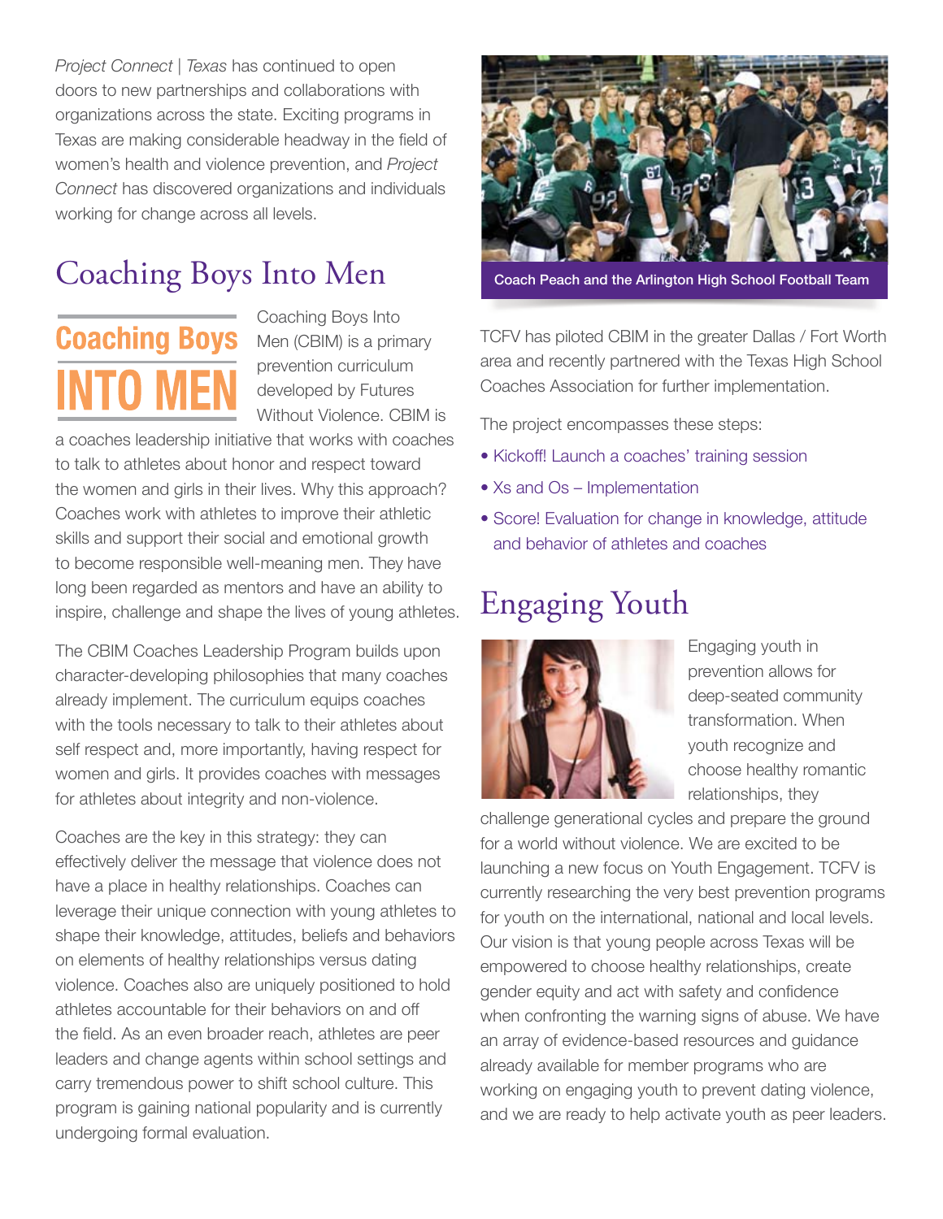*Project Connect | Texas* has continued to open doors to new partnerships and collaborations with organizations across the state. Exciting programs in Texas are making considerable headway in the field of women's health and violence prevention, and *Project Connect* has discovered organizations and individuals working for change across all levels.

## Coaching Boys Into Men

Coaching Boys Into Men (CBIM) is a primary prevention curriculum developed by Futures Without Violence. CBIM is a coaches leadership initiative that works with coaches to talk to athletes about honor and respect toward the women and girls in their lives. Why this approach? Coaches work with athletes to improve their athletic skills and support their social and emotional growth to become responsible well-meaning men. They have long been regarded as mentors and have an ability to inspire, challenge and shape the lives of young athletes.

The CBIM Coaches Leadership Program builds upon character-developing philosophies that many coaches already implement. The curriculum equips coaches with the tools necessary to talk to their athletes about self respect and, more importantly, having respect for women and girls. It provides coaches with messages for athletes about integrity and non-violence.

Coaches are the key in this strategy: they can effectively deliver the message that violence does not have a place in healthy relationships. Coaches can leverage their unique connection with young athletes to shape their knowledge, attitudes, beliefs and behaviors on elements of healthy relationships versus dating violence. Coaches also are uniquely positioned to hold athletes accountable for their behaviors on and off the field. As an even broader reach, athletes are peer leaders and change agents within school settings and carry tremendous power to shift school culture. This program is gaining national popularity and is currently undergoing formal evaluation.

Coach Peach and the Arlington High School Football Team

TCFV has piloted CBIM in the greater Dallas / Fort Worth area and recently partnered with the Texas High School Coaches Association for further implementation.

The project encompasses these steps:

- Kickoff! Launch a coaches' training session
- Xs and Os – Implementation
- Score! Evaluation for change in knowledge, attitude and behavior of athletes and coaches

## Engaging Youth

Engaging youth in prevention allows for deep-seated community transformation. When youth recognize and choose healthy romantic relationships, they challenge generational cycles and prepare the ground for a world without violence. We are excited to be launching a new focus on Youth Engagement. TCFV is currently researching the very best prevention programs for youth on the international, national and local levels. Our vision is that young people across Texas will be empowered to choose healthy relationships, create gender equity and act with safety and confidence when confronting the warning signs of abuse. We have an array of evidence-based resources and guidance already available for member programs who are working on engaging youth to prevent dating violence, and we are ready to help activate youth as peer leaders.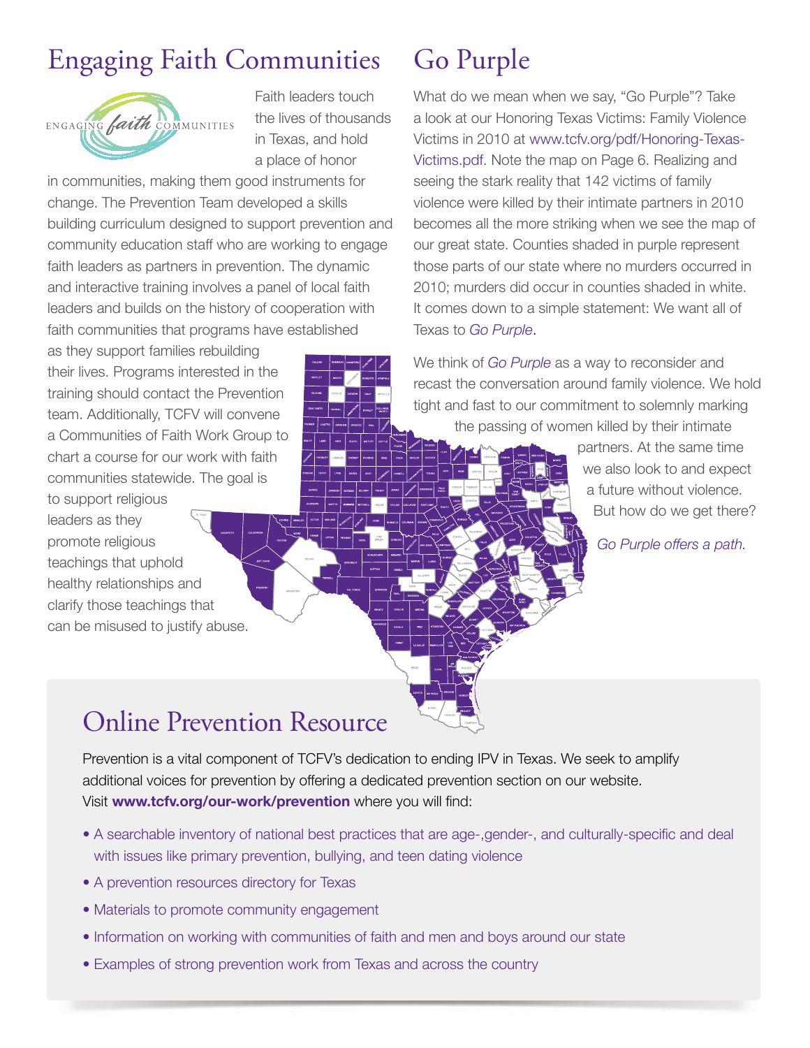# Engaging Faith Communities

Faith leaders touch the lives of thousands in Texas, and hold a place of honor in communities, making them good instruments for change. The Prevention Team developed a skills building curriculum designed to support prevention and community education staff who are working to engage faith leaders as partners in prevention. The dynamic and interactive training involves a panel of local faith leaders and builds on the history of cooperation with faith communities that programs have established as they support families rebuilding their lives. Programs interested in the training should contact the Prevention team. Additionally, TCFV will convene a Communities of Faith Work Group to chart a course for our work with faith communities statewide. The goal is to support religious leaders as they promote religious teachings that uphold healthy relationships and clarify those teachings that can be misused to justify abuse.

# Go Purple

What do we mean when we say, "Go Purple"? Take a look at our Honoring Texas Victims: Family Violence Victims in 2010 at www.tcfv.org/pdf/Honoring-Texas-Victims.pdf. Note the map on Page 6. Realizing and seeing the stark reality that 142 victims of family violence were killed by their intimate partners in 2010 becomes all the more striking when we see the map of our great state. Counties shaded in purple represent those parts of our state where no murders occurred in 2010; murders did occur in counties shaded in white. It comes down to a simple statement: We want all of Texas to *Go Purple*.

We think of *Go Purple* as a way to reconsider and recast the conversation around family violence. We hold tight and fast to our commitment to solemnly marking the passing of women killed by their intimate partners. At the same time we also look to and expect a future without violence. But how do we get there?

*Go Purple offers a path.*

# Online Prevention Resource

Prevention is a vital component of TCFV's dedication to ending IPV in Texas. We seek to amplify additional voices for prevention by offering a dedicated prevention section on our website. Visit **www.tcfv.org/our-work/prevention** where you will find:

- A searchable inventory of national best practices that are age-,gender-, and culturally-specific and deal with issues like primary prevention, bullying, and teen dating violence
- A prevention resources directory for Texas
- Materials to promote community engagement
- Information on working with communities of faith and men and boys around our state
- Examples of strong prevention work from Texas and across the country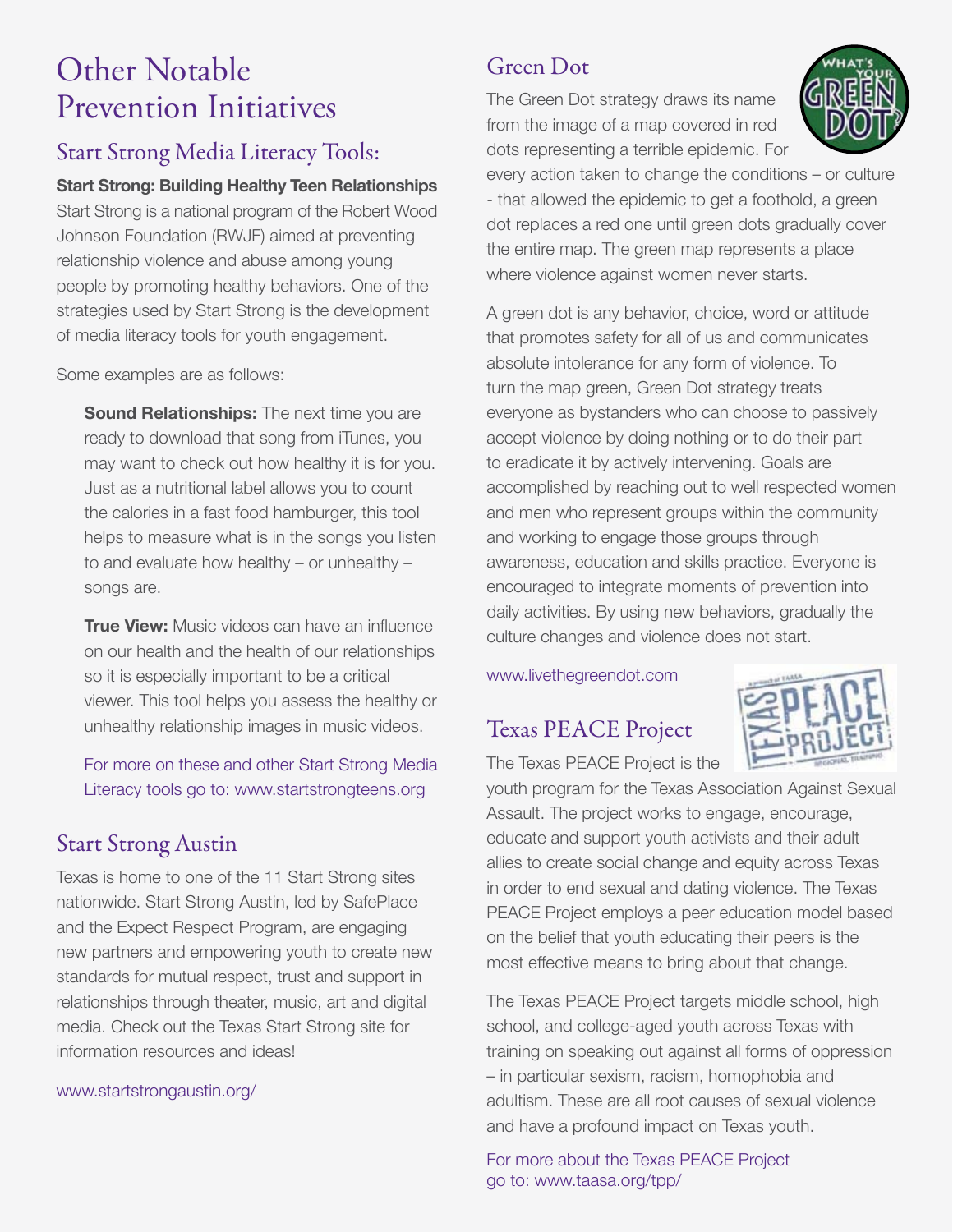# Other Notable Prevention Initiatives

## Start Strong Media Literacy Tools:

**Start Strong: Building Healthy Teen Relationships**
Start Strong is a national program of the Robert Wood Johnson Foundation (RWJF) aimed at preventing relationship violence and abuse among young people by promoting healthy behaviors. One of the strategies used by Start Strong is the development of media literacy tools for youth engagement.

Some examples are as follows:

**Sound Relationships:** The next time you are ready to download that song from iTunes, you may want to check out how healthy it is for you. Just as a nutritional label allows you to count the calories in a fast food hamburger, this tool helps to measure what is in the songs you listen to and evaluate how healthy – or unhealthy – songs are.

**True View:** Music videos can have an influence on our health and the health of our relationships so it is especially important to be a critical viewer. This tool helps you assess the healthy or unhealthy relationship images in music videos.

For more on these and other Start Strong Media Literacy tools go to: www.startstrongteens.org

## Start Strong Austin

Texas is home to one of the 11 Start Strong sites nationwide. Start Strong Austin, led by SafePlace and the Expect Respect Program, are engaging new partners and empowering youth to create new standards for mutual respect, trust and support in relationships through theater, music, art and digital media. Check out the Texas Start Strong site for information resources and ideas!

www.startstrongaustin.org/

## Green Dot

The Green Dot strategy draws its name from the image of a map covered in red dots representing a terrible epidemic. For every action taken to change the conditions – or culture - that allowed the epidemic to get a foothold, a green dot replaces a red one until green dots gradually cover the entire map. The green map represents a place where violence against women never starts.

A green dot is any behavior, choice, word or attitude that promotes safety for all of us and communicates absolute intolerance for any form of violence. To turn the map green, Green Dot strategy treats everyone as bystanders who can choose to passively accept violence by doing nothing or to do their part to eradicate it by actively intervening. Goals are accomplished by reaching out to well respected women and men who represent groups within the community and working to engage those groups through awareness, education and skills practice. Everyone is encouraged to integrate moments of prevention into daily activities. By using new behaviors, gradually the culture changes and violence does not start.

www.livethegreendot.com

## Texas PEACE Project

The Texas PEACE Project is the youth program for the Texas Association Against Sexual Assault. The project works to engage, encourage, educate and support youth activists and their adult allies to create social change and equity across Texas in order to end sexual and dating violence. The Texas PEACE Project employs a peer education model based on the belief that youth educating their peers is the most effective means to bring about that change.

The Texas PEACE Project targets middle school, high school, and college-aged youth across Texas with training on speaking out against all forms of oppression – in particular sexism, racism, homophobia and adultism. These are all root causes of sexual violence and have a profound impact on Texas youth.

For more about the Texas PEACE Project go to: www.taasa.org/tpp/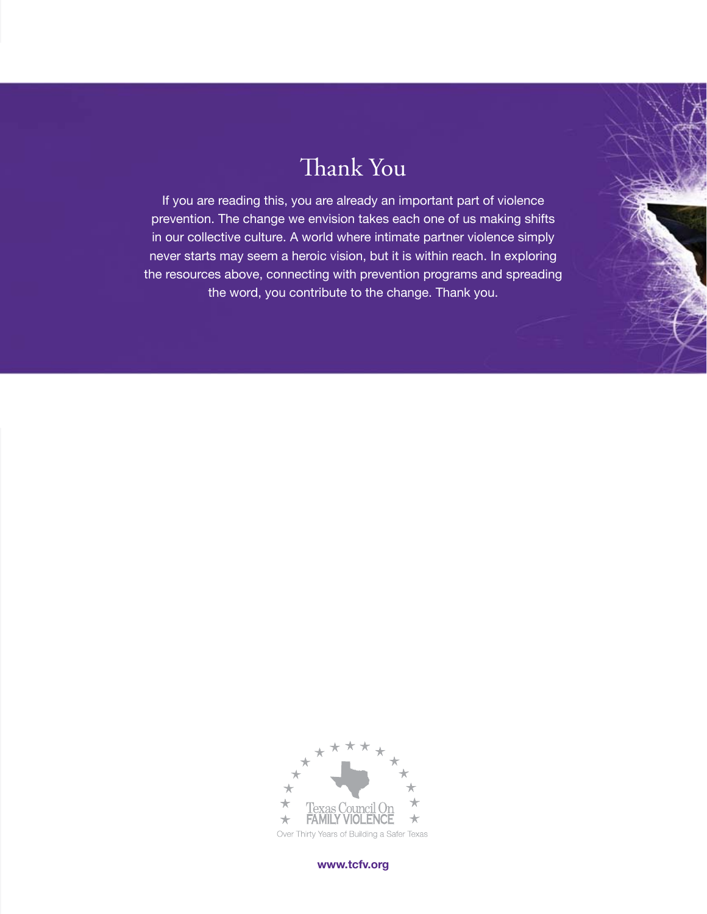# Thank You

If you are reading this, you are already an important part of violence prevention. The change we envision takes each one of us making shifts in our collective culture. A world where intimate partner violence simply never starts may seem a heroic vision, but it is within reach. In exploring the resources above, connecting with prevention programs and spreading the word, you contribute to the change. Thank you.

Texas Council On FAMILY VIOLENCE

Over Thirty Years of Building a Safer Texas

**www.tcfv.org**